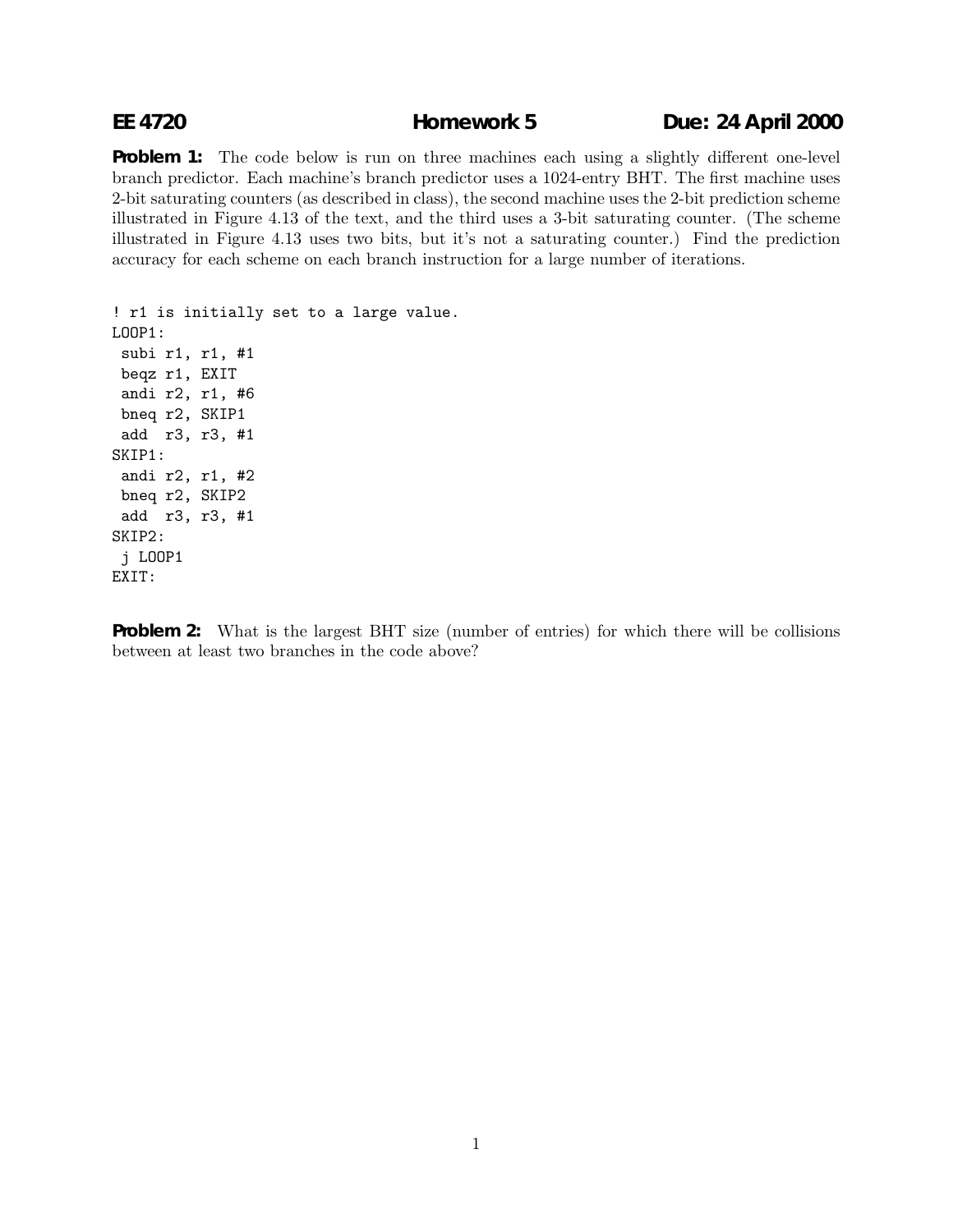**EE 4720 Homework 5 Due: 24 April 2000**

**Problem 1:** The code below is run on three machines each using a slightly different one-level branch predictor. Each machine's branch predictor uses a 1024-entry BHT. The first machine uses 2-bit saturating counters (as described in class), the second machine uses the 2-bit prediction scheme illustrated in Figure 4.13 of the text, and the third uses a 3-bit saturating counter. (The scheme illustrated in Figure 4.13 uses two bits, but it's not a saturating counter.) Find the prediction accuracy for each scheme on each branch instruction for a large number of iterations.

```
! r1 is initially set to a large value.
LOOP1:
 subi r1, r1, #1
 beqz r1, EXIT
 andi r2, r1, #6
 bneq r2, SKIP1
 add  r3, r3, #1
SKIP1:
 andi r2, r1, #2
 bneq r2, SKIP2
 add  r3, r3, #1
SKIP2:
 j LOOP1
EXIT:
```

**Problem 2:** What is the largest BHT size (number of entries) for which there will be collisions between at least two branches in the code above?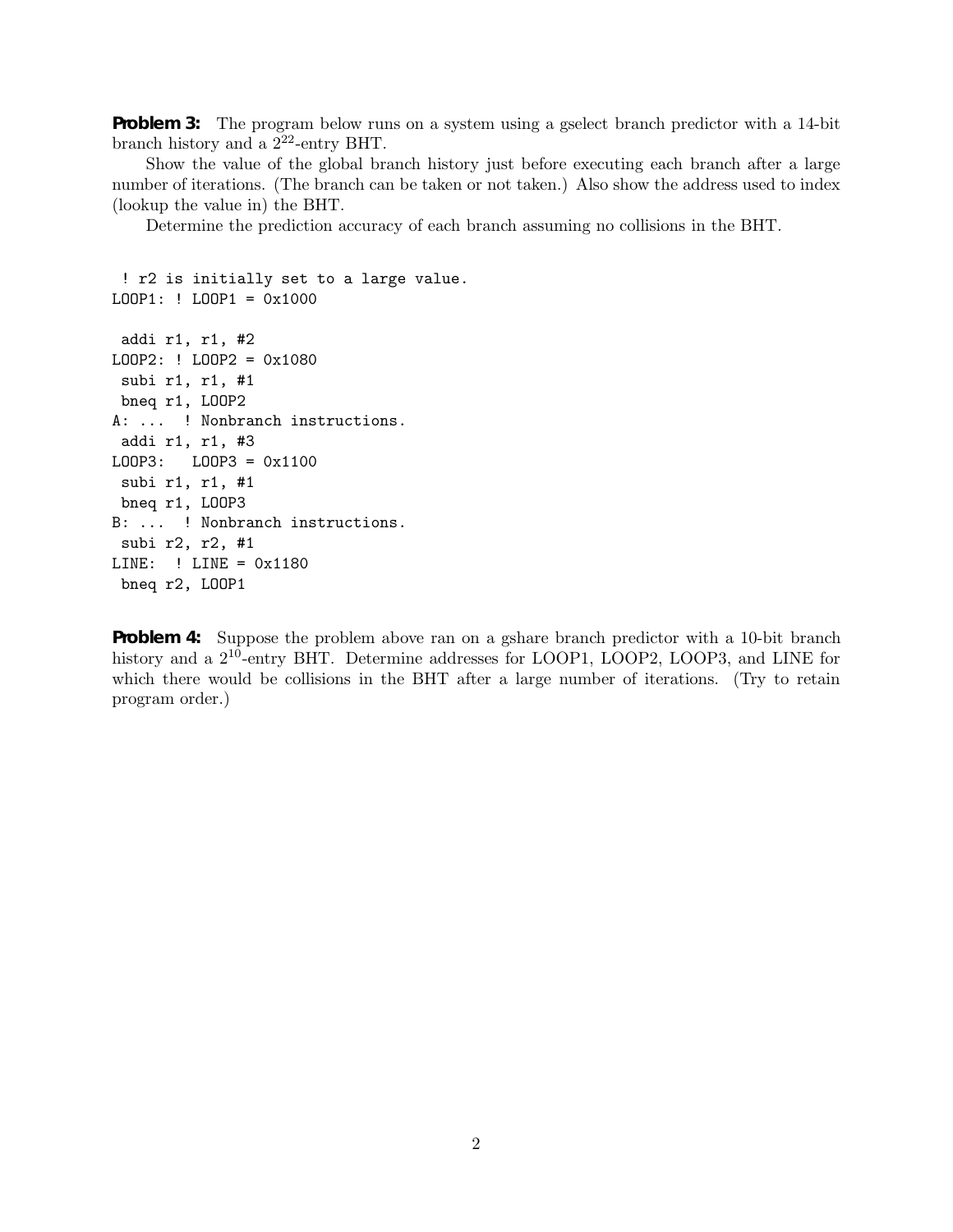**Problem 3:** The program below runs on a system using a gselect branch predictor with a 14-bit branch history and a $2^{22}$-entry BHT.

Show the value of the global branch history just before executing each branch after a large number of iterations. (The branch can be taken or not taken.) Also show the address used to index (lookup the value in) the BHT.

Determine the prediction accuracy of each branch assuming no collisions in the BHT.

```
 ! r2 is initially set to a large value.
LOOP1: ! LOOP1 = 0x1000

 addi r1, r1, #2
LOOP2: ! LOOP2 = 0x1080
 subi r1, r1, #1
 bneq r1, LOOP2
A: ...  ! Nonbranch instructions.
 addi r1, r1, #3
LOOP3:   LOOP3 = 0x1100
 subi r1, r1, #1
 bneq r1, LOOP3
B: ...  ! Nonbranch instructions.
 subi r2, r2, #1
LINE:  ! LINE = 0x1180
 bneq r2, LOOP1
```

**Problem 4:** Suppose the problem above ran on a gshare branch predictor with a 10-bit branch history and a $2^{10}$-entry BHT. Determine addresses for LOOP1, LOOP2, LOOP3, and LINE for which there would be collisions in the BHT after a large number of iterations. (Try to retain program order.)